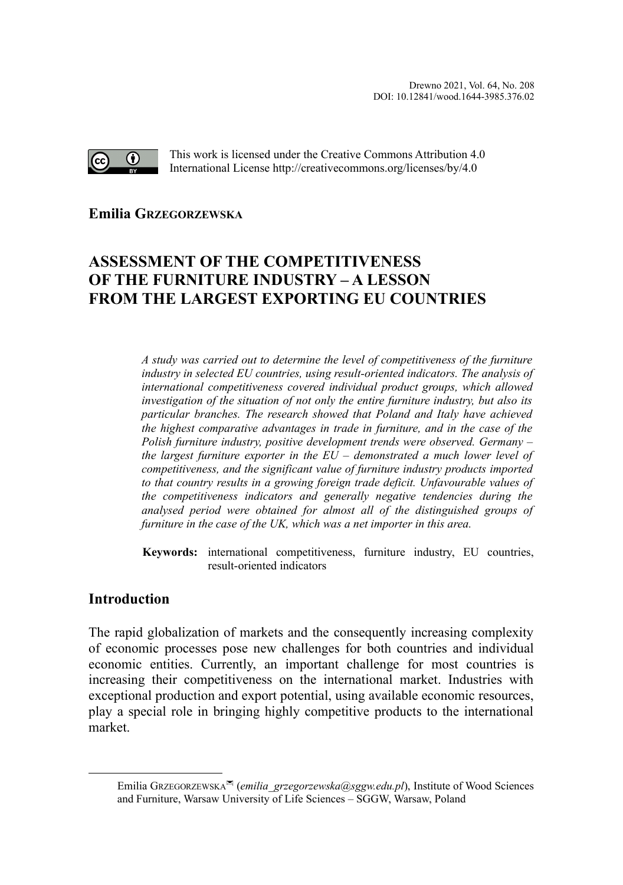This work is licensed under the Creative Commons Attribution 4.0 International License http://creativecommons.org/licenses/by/4.0

**Emilia GRZEGORZEWSKA**

# ASSESSMENT OF THE COMPETITIVENESS OF THE FURNITURE INDUSTRY – A LESSON FROM THE LARGEST EXPORTING EU COUNTRIES

*A study was carried out to determine the level of competitiveness of the furniture industry in selected EU countries, using result-oriented indicators. The analysis of international competitiveness covered individual product groups, which allowed investigation of the situation of not only the entire furniture industry, but also its particular branches. The research showed that Poland and Italy have achieved the highest comparative advantages in trade in furniture, and in the case of the Polish furniture industry, positive development trends were observed. Germany – the largest furniture exporter in the EU – demonstrated a much lower level of competitiveness, and the significant value of furniture industry products imported to that country results in a growing foreign trade deficit. Unfavourable values of the competitiveness indicators and generally negative tendencies during the analysed period were obtained for almost all of the distinguished groups of furniture in the case of the UK, which was a net importer in this area.*

**Keywords:** international competitiveness, furniture industry, EU countries, result-oriented indicators

## Introduction

The rapid globalization of markets and the consequently increasing complexity of economic processes pose new challenges for both countries and individual economic entities. Currently, an important challenge for most countries is increasing their competitiveness on the international market. Industries with exceptional production and export potential, using available economic resources, play a special role in bringing highly competitive products to the international market.

---

Emilia GRZEGORZEWSKA✉ (*emilia_grzegorzewska@sggw.edu.pl*), Institute of Wood Sciences and Furniture, Warsaw University of Life Sciences – SGGW, Warsaw, Poland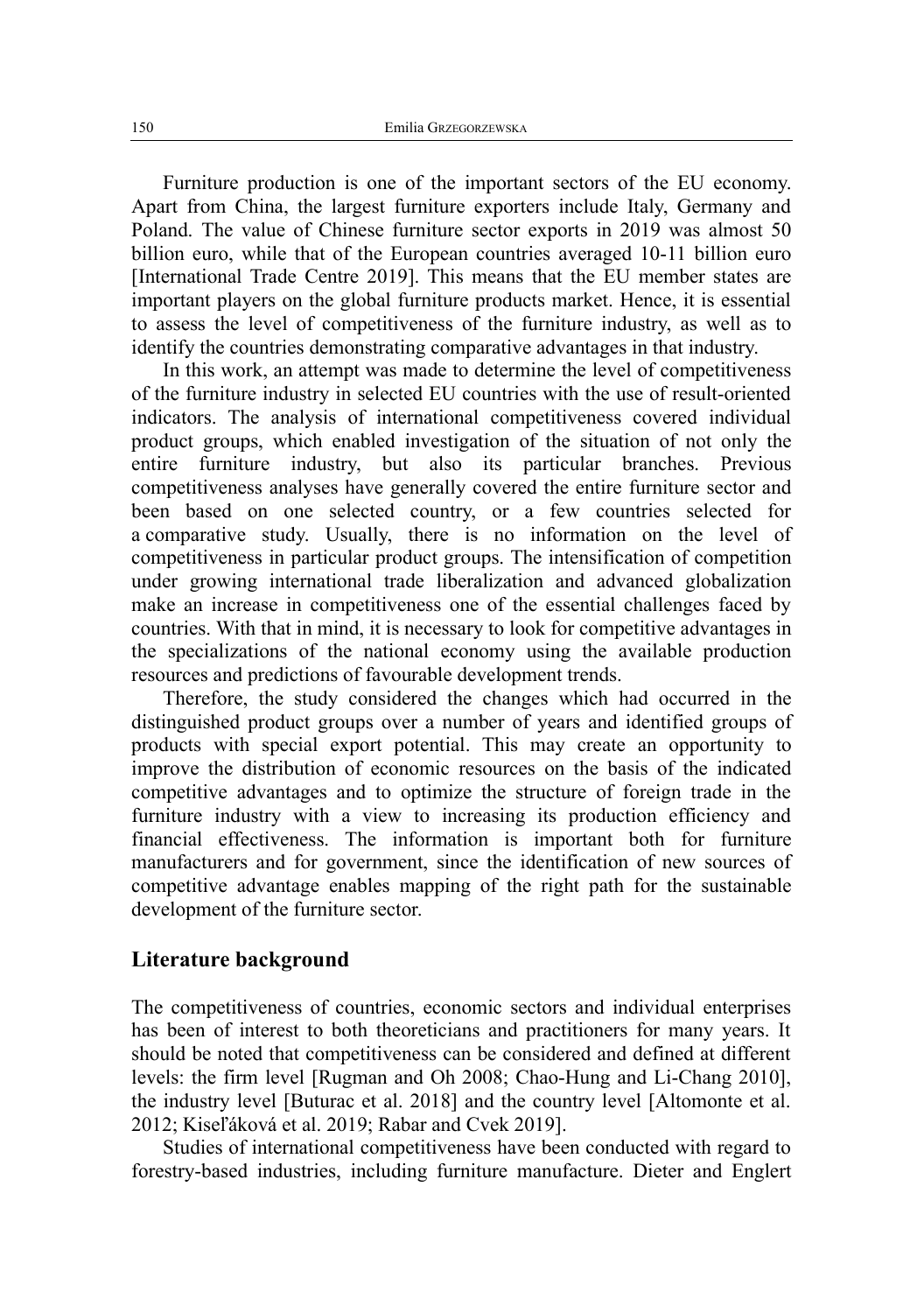Furniture production is one of the important sectors of the EU economy. Apart from China, the largest furniture exporters include Italy, Germany and Poland. The value of Chinese furniture sector exports in 2019 was almost 50 billion euro, while that of the European countries averaged 10-11 billion euro [International Trade Centre 2019]. This means that the EU member states are important players on the global furniture products market. Hence, it is essential to assess the level of competitiveness of the furniture industry, as well as to identify the countries demonstrating comparative advantages in that industry.

In this work, an attempt was made to determine the level of competitiveness of the furniture industry in selected EU countries with the use of result-oriented indicators. The analysis of international competitiveness covered individual product groups, which enabled investigation of the situation of not only the entire furniture industry, but also its particular branches. Previous competitiveness analyses have generally covered the entire furniture sector and been based on one selected country, or a few countries selected for a comparative study. Usually, there is no information on the level of competitiveness in particular product groups. The intensification of competition under growing international trade liberalization and advanced globalization make an increase in competitiveness one of the essential challenges faced by countries. With that in mind, it is necessary to look for competitive advantages in the specializations of the national economy using the available production resources and predictions of favourable development trends.

Therefore, the study considered the changes which had occurred in the distinguished product groups over a number of years and identified groups of products with special export potential. This may create an opportunity to improve the distribution of economic resources on the basis of the indicated competitive advantages and to optimize the structure of foreign trade in the furniture industry with a view to increasing its production efficiency and financial effectiveness. The information is important both for furniture manufacturers and for government, since the identification of new sources of competitive advantage enables mapping of the right path for the sustainable development of the furniture sector.

## Literature background

The competitiveness of countries, economic sectors and individual enterprises has been of interest to both theoreticians and practitioners for many years. It should be noted that competitiveness can be considered and defined at different levels: the firm level [Rugman and Oh 2008; Chao-Hung and Li-Chang 2010], the industry level [Buturac et al. 2018] and the country level [Altomonte et al. 2012; Kiseľáková et al. 2019; Rabar and Cvek 2019].

Studies of international competitiveness have been conducted with regard to forestry-based industries, including furniture manufacture. Dieter and Englert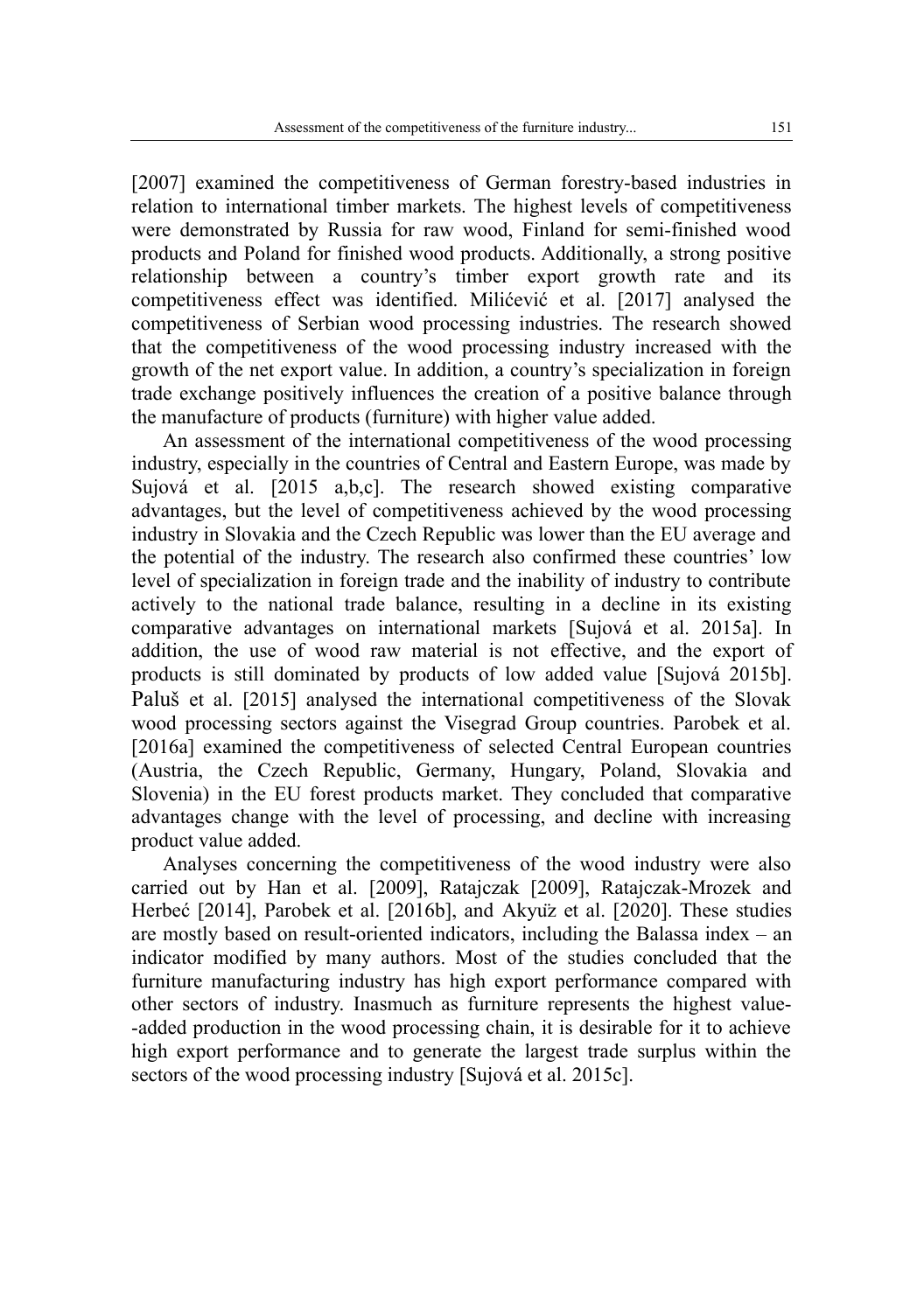[2007] examined the competitiveness of German forestry-based industries in relation to international timber markets. The highest levels of competitiveness were demonstrated by Russia for raw wood, Finland for semi-finished wood products and Poland for finished wood products. Additionally, a strong positive relationship between a country's timber export growth rate and its competitiveness effect was identified. Milićević et al. [2017] analysed the competitiveness of Serbian wood processing industries. The research showed that the competitiveness of the wood processing industry increased with the growth of the net export value. In addition, a country's specialization in foreign trade exchange positively influences the creation of a positive balance through the manufacture of products (furniture) with higher value added.

An assessment of the international competitiveness of the wood processing industry, especially in the countries of Central and Eastern Europe, was made by Sujová et al. [2015 a,b,c]. The research showed existing comparative advantages, but the level of competitiveness achieved by the wood processing industry in Slovakia and the Czech Republic was lower than the EU average and the potential of the industry. The research also confirmed these countries' low level of specialization in foreign trade and the inability of industry to contribute actively to the national trade balance, resulting in a decline in its existing comparative advantages on international markets [Sujová et al. 2015a]. In addition, the use of wood raw material is not effective, and the export of products is still dominated by products of low added value [Sujová 2015b]. Paluš et al. [2015] analysed the international competitiveness of the Slovak wood processing sectors against the Visegrad Group countries. Parobek et al. [2016a] examined the competitiveness of selected Central European countries (Austria, the Czech Republic, Germany, Hungary, Poland, Slovakia and Slovenia) in the EU forest products market. They concluded that comparative advantages change with the level of processing, and decline with increasing product value added.

Analyses concerning the competitiveness of the wood industry were also carried out by Han et al. [2009], Ratajczak [2009], Ratajczak-Mrozek and Herbeć [2014], Parobek et al. [2016b], and Akyüz et al. [2020]. These studies are mostly based on result-oriented indicators, including the Balassa index – an indicator modified by many authors. Most of the studies concluded that the furniture manufacturing industry has high export performance compared with other sectors of industry. Inasmuch as furniture represents the highest value-added production in the wood processing chain, it is desirable for it to achieve high export performance and to generate the largest trade surplus within the sectors of the wood processing industry [Sujová et al. 2015c].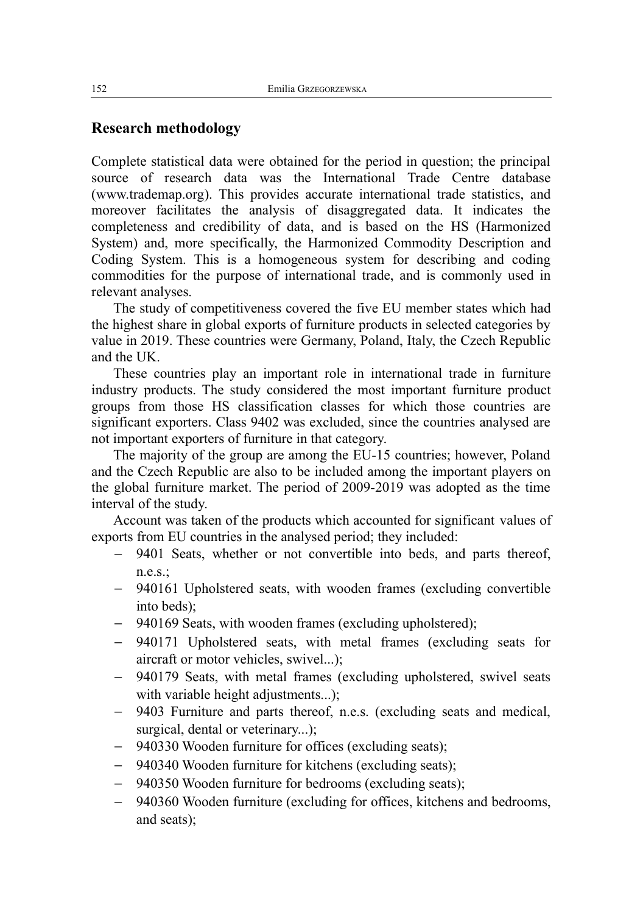## Research methodology

Complete statistical data were obtained for the period in question; the principal source of research data was the International Trade Centre database (www.trademap.org). This provides accurate international trade statistics, and moreover facilitates the analysis of disaggregated data. It indicates the completeness and credibility of data, and is based on the HS (Harmonized System) and, more specifically, the Harmonized Commodity Description and Coding System. This is a homogeneous system for describing and coding commodities for the purpose of international trade, and is commonly used in relevant analyses.

The study of competitiveness covered the five EU member states which had the highest share in global exports of furniture products in selected categories by value in 2019. These countries were Germany, Poland, Italy, the Czech Republic and the UK.

These countries play an important role in international trade in furniture industry products. The study considered the most important furniture product groups from those HS classification classes for which those countries are significant exporters. Class 9402 was excluded, since the countries analysed are not important exporters of furniture in that category.

The majority of the group are among the EU-15 countries; however, Poland and the Czech Republic are also to be included among the important players on the global furniture market. The period of 2009-2019 was adopted as the time interval of the study.

Account was taken of the products which accounted for significant values of exports from EU countries in the analysed period; they included:

- 9401 Seats, whether or not convertible into beds, and parts thereof, n.e.s.;
- 940161 Upholstered seats, with wooden frames (excluding convertible into beds);
- 940169 Seats, with wooden frames (excluding upholstered);
- 940171 Upholstered seats, with metal frames (excluding seats for aircraft or motor vehicles, swivel...);
- 940179 Seats, with metal frames (excluding upholstered, swivel seats with variable height adjustments...);
- 9403 Furniture and parts thereof, n.e.s. (excluding seats and medical, surgical, dental or veterinary...);
- 940330 Wooden furniture for offices (excluding seats);
- 940340 Wooden furniture for kitchens (excluding seats);
- 940350 Wooden furniture for bedrooms (excluding seats);
- 940360 Wooden furniture (excluding for offices, kitchens and bedrooms, and seats);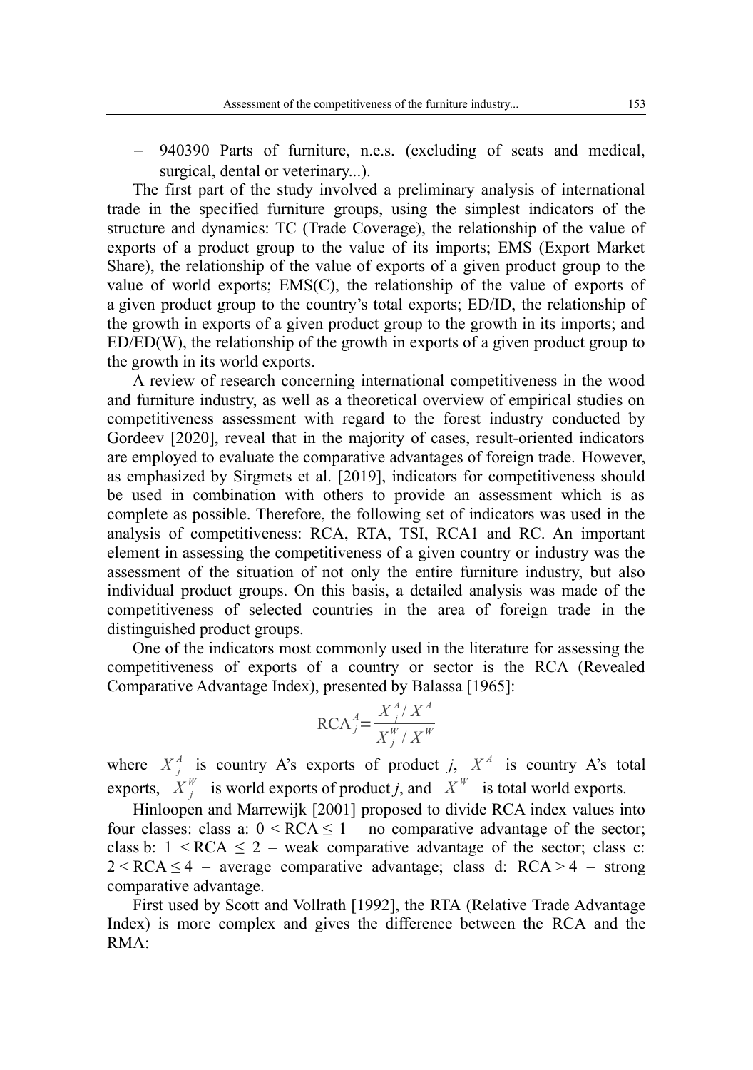- 940390 Parts of furniture, n.e.s. (excluding of seats and medical, surgical, dental or veterinary...).

The first part of the study involved a preliminary analysis of international trade in the specified furniture groups, using the simplest indicators of the structure and dynamics: TC (Trade Coverage), the relationship of the value of exports of a product group to the value of its imports; EMS (Export Market Share), the relationship of the value of exports of a given product group to the value of world exports; EMS(C), the relationship of the value of exports of a given product group to the country's total exports; ED/ID, the relationship of the growth in exports of a given product group to the growth in its imports; and ED/ED(W), the relationship of the growth in exports of a given product group to the growth in its world exports.

A review of research concerning international competitiveness in the wood and furniture industry, as well as a theoretical overview of empirical studies on competitiveness assessment with regard to the forest industry conducted by Gordeev [2020], reveal that in the majority of cases, result-oriented indicators are employed to evaluate the comparative advantages of foreign trade. However, as emphasized by Sirgmets et al. [2019], indicators for competitiveness should be used in combination with others to provide an assessment which is as complete as possible. Therefore, the following set of indicators was used in the analysis of competitiveness: RCA, RTA, TSI, RCA1 and RC. An important element in assessing the competitiveness of a given country or industry was the assessment of the situation of not only the entire furniture industry, but also individual product groups. On this basis, a detailed analysis was made of the competitiveness of selected countries in the area of foreign trade in the distinguished product groups.

One of the indicators most commonly used in the literature for assessing the competitiveness of exports of a country or sector is the RCA (Revealed Comparative Advantage Index), presented by Balassa [1965]:

$$\mathrm{RCA}_j^A = \frac{X_j^A / X^A}{X_j^W / X^W}$$

where $X_j^A$ is country A's exports of product *j*, $X^A$ is country A's total exports, $X_j^W$ is world exports of product *j*, and $X^W$ is total world exports.

Hinloopen and Marrewijk [2001] proposed to divide RCA index values into four classes: class a: $0 < \mathrm{RCA} \leq 1$ – no comparative advantage of the sector; class b: $1 < \mathrm{RCA} \leq 2$ – weak comparative advantage of the sector; class c: $2 < \mathrm{RCA} \leq 4$ – average comparative advantage; class d: $\mathrm{RCA} > 4$ – strong comparative advantage.

First used by Scott and Vollrath [1992], the RTA (Relative Trade Advantage Index) is more complex and gives the difference between the RCA and the RMA: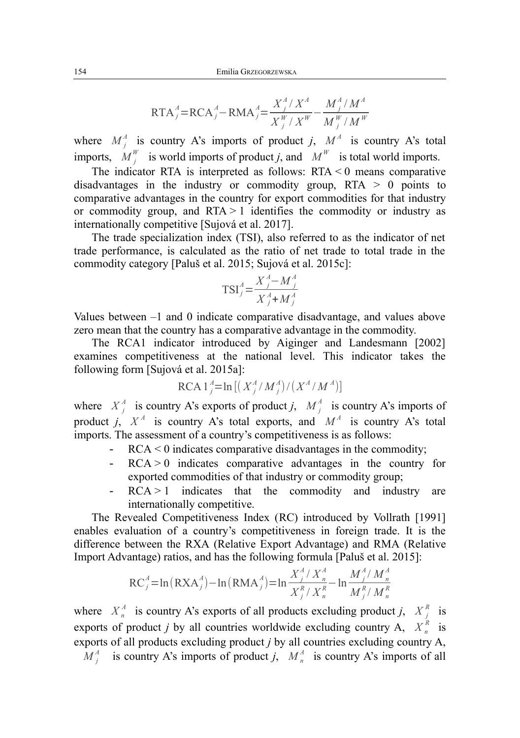$$\text{RTA}_j^A = \text{RCA}_j^A - \text{RMA}_j^A = \frac{X_j^A / X^A}{X_j^W / X^W} - \frac{M_j^A / M^A}{M_j^W / M^W}$$

where $M_j^A$ is country A's imports of product *j*, $M^A$ is country A's total imports, $M_j^W$ is world imports of product *j*, and $M^W$ is total world imports.

The indicator RTA is interpreted as follows: RTA < 0 means comparative disadvantages in the industry or commodity group, RTA > 0 points to comparative advantages in the country for export commodities for that industry or commodity group, and RTA > 1 identifies the commodity or industry as internationally competitive [Sujová et al. 2017].

The trade specialization index (TSI), also referred to as the indicator of net trade performance, is calculated as the ratio of net trade to total trade in the commodity category [Paluš et al. 2015; Sujová et al. 2015c]:

$$\text{TSI}_j^A = \frac{X_j^A - M_j^A}{X_j^A + M_j^A}$$

Values between –1 and 0 indicate comparative disadvantage, and values above zero mean that the country has a comparative advantage in the commodity.

The RCA1 indicator introduced by Aiginger and Landesmann [2002] examines competitiveness at the national level. This indicator takes the following form [Sujová et al. 2015a]:

$$\text{RCA}\,1_j^A = \ln\left[\left(X_j^A / M_j^A\right) / \left(X^A / M^A\right)\right]$$

where $X_j^A$ is country A's exports of product *j*, $M_j^A$ is country A's imports of product *j*, $X^A$ is country A's total exports, and $M^A$ is country A's total imports. The assessment of a country's competitiveness is as follows:

- RCA < 0 indicates comparative disadvantages in the commodity;
- RCA > 0 indicates comparative advantages in the country for exported commodities of that industry or commodity group;
- RCA > 1 indicates that the commodity and industry are internationally competitive.

The Revealed Competitiveness Index (RC) introduced by Vollrath [1991] enables evaluation of a country's competitiveness in foreign trade. It is the difference between the RXA (Relative Export Advantage) and RMA (Relative Import Advantage) ratios, and has the following formula [Paluš et al. 2015]:

$$\text{RC}_j^A = \ln\left(\text{RXA}_j^A\right) - \ln\left(\text{RMA}_j^A\right) = \ln\frac{X_j^A / X_n^A}{X_j^R / X_n^R} - \ln\frac{M_j^A / M_n^A}{M_j^R / M_n^R}$$

where $X_n^A$ is country A's exports of all products excluding product *j*, $X_j^R$ is exports of product *j* by all countries worldwide excluding country A, $X_n^R$ is exports of all products excluding product *j* by all countries excluding country A, $M_j^A$ is country A's imports of product *j*, $M_n^A$ is country A's imports of all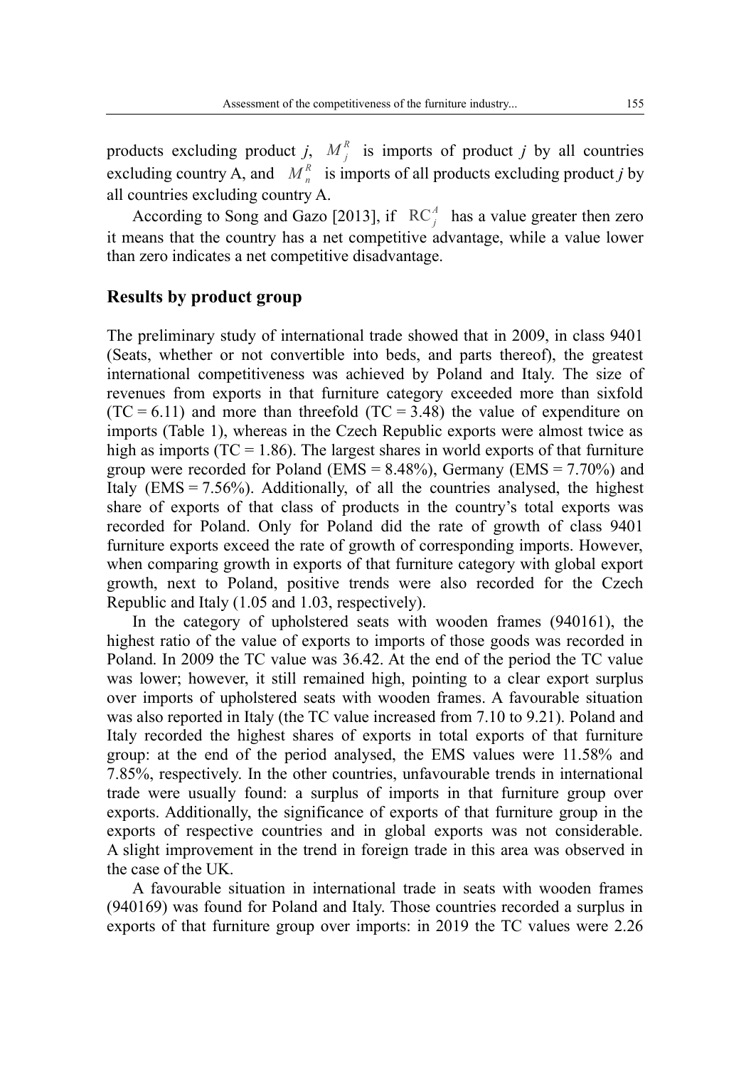products excluding product *j*, $M_j^R$ is imports of product *j* by all countries excluding country A, and $M_n^R$ is imports of all products excluding product *j* by all countries excluding country A.

According to Song and Gazo [2013], if $\mathrm{RC}_j^A$ has a value greater then zero it means that the country has a net competitive advantage, while a value lower than zero indicates a net competitive disadvantage.

## Results by product group

The preliminary study of international trade showed that in 2009, in class 9401 (Seats, whether or not convertible into beds, and parts thereof), the greatest international competitiveness was achieved by Poland and Italy. The size of revenues from exports in that furniture category exceeded more than sixfold (TC = 6.11) and more than threefold (TC = 3.48) the value of expenditure on imports (Table 1), whereas in the Czech Republic exports were almost twice as high as imports (TC = 1.86). The largest shares in world exports of that furniture group were recorded for Poland (EMS = 8.48%), Germany (EMS = 7.70%) and Italy (EMS = 7.56%). Additionally, of all the countries analysed, the highest share of exports of that class of products in the country's total exports was recorded for Poland. Only for Poland did the rate of growth of class 9401 furniture exports exceed the rate of growth of corresponding imports. However, when comparing growth in exports of that furniture category with global export growth, next to Poland, positive trends were also recorded for the Czech Republic and Italy (1.05 and 1.03, respectively).

In the category of upholstered seats with wooden frames (940161), the highest ratio of the value of exports to imports of those goods was recorded in Poland. In 2009 the TC value was 36.42. At the end of the period the TC value was lower; however, it still remained high, pointing to a clear export surplus over imports of upholstered seats with wooden frames. A favourable situation was also reported in Italy (the TC value increased from 7.10 to 9.21). Poland and Italy recorded the highest shares of exports in total exports of that furniture group: at the end of the period analysed, the EMS values were 11.58% and 7.85%, respectively. In the other countries, unfavourable trends in international trade were usually found: a surplus of imports in that furniture group over exports. Additionally, the significance of exports of that furniture group in the exports of respective countries and in global exports was not considerable. A slight improvement in the trend in foreign trade in this area was observed in the case of the UK.

A favourable situation in international trade in seats with wooden frames (940169) was found for Poland and Italy. Those countries recorded a surplus in exports of that furniture group over imports: in 2019 the TC values were 2.26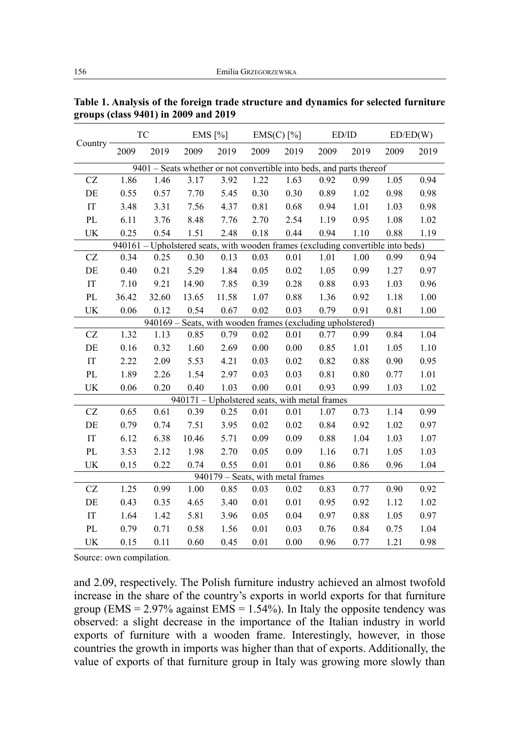**Table 1. Analysis of the foreign trade structure and dynamics for selected furniture groups (class 9401) in 2009 and 2019**

| Country | TC | | EMS [%] | | EMS(C) [%] | | ED/ID | | ED/ED(W) | |
|---|---|---|---|---|---|---|---|---|---|---|
| | 2009 | 2019 | 2009 | 2019 | 2009 | 2019 | 2009 | 2019 | 2009 | 2019 |
| 9401 – Seats whether or not convertible into beds, and parts thereof | | | | | | | | | | |
| CZ | 1.86 | 1.46 | 3.17 | 3.92 | 1.22 | 1.63 | 0.92 | 0.99 | 1.05 | 0.94 |
| DE | 0.55 | 0.57 | 7.70 | 5.45 | 0.30 | 0.30 | 0.89 | 1.02 | 0.98 | 0.98 |
| IT | 3.48 | 3.31 | 7.56 | 4.37 | 0.81 | 0.68 | 0.94 | 1.01 | 1.03 | 0.98 |
| PL | 6.11 | 3.76 | 8.48 | 7.76 | 2.70 | 2.54 | 1.19 | 0.95 | 1.08 | 1.02 |
| UK | 0.25 | 0.54 | 1.51 | 2.48 | 0.18 | 0.44 | 0.94 | 1.10 | 0.88 | 1.19 |
| 940161 – Upholstered seats, with wooden frames (excluding convertible into beds) | | | | | | | | | | |
| CZ | 0.34 | 0.25 | 0.30 | 0.13 | 0.03 | 0.01 | 1.01 | 1.00 | 0.99 | 0.94 |
| DE | 0.40 | 0.21 | 5.29 | 1.84 | 0.05 | 0.02 | 1.05 | 0.99 | 1.27 | 0.97 |
| IT | 7.10 | 9.21 | 14.90 | 7.85 | 0.39 | 0.28 | 0.88 | 0.93 | 1.03 | 0.96 |
| PL | 36.42 | 32.60 | 13.65 | 11.58 | 1.07 | 0.88 | 1.36 | 0.92 | 1.18 | 1.00 |
| UK | 0.06 | 0.12 | 0.54 | 0.67 | 0.02 | 0.03 | 0.79 | 0.91 | 0.81 | 1.00 |
| 940169 – Seats, with wooden frames (excluding upholstered) | | | | | | | | | | |
| CZ | 1.32 | 1.13 | 0.85 | 0.79 | 0.02 | 0.01 | 0.77 | 0.99 | 0.84 | 1.04 |
| DE | 0.16 | 0.32 | 1.60 | 2.69 | 0.00 | 0.00 | 0.85 | 1.01 | 1.05 | 1.10 |
| IT | 2.22 | 2.09 | 5.53 | 4.21 | 0.03 | 0.02 | 0.82 | 0.88 | 0.90 | 0.95 |
| PL | 1.89 | 2.26 | 1.54 | 2.97 | 0.03 | 0.03 | 0.81 | 0.80 | 0.77 | 1.01 |
| UK | 0.06 | 0.20 | 0.40 | 1.03 | 0.00 | 0.01 | 0.93 | 0.99 | 1.03 | 1.02 |
| 940171 – Upholstered seats, with metal frames | | | | | | | | | | |
| CZ | 0.65 | 0.61 | 0.39 | 0.25 | 0.01 | 0.01 | 1.07 | 0.73 | 1.14 | 0.99 |
| DE | 0.79 | 0.74 | 7.51 | 3.95 | 0.02 | 0.02 | 0.84 | 0.92 | 1.02 | 0.97 |
| IT | 6.12 | 6.38 | 10.46 | 5.71 | 0.09 | 0.09 | 0.88 | 1.04 | 1.03 | 1.07 |
| PL | 3.53 | 2.12 | 1.98 | 2.70 | 0.05 | 0.09 | 1.16 | 0.71 | 1.05 | 1.03 |
| UK | 0.15 | 0.22 | 0.74 | 0.55 | 0.01 | 0.01 | 0.86 | 0.86 | 0.96 | 1.04 |
| 940179 – Seats, with metal frames | | | | | | | | | | |
| CZ | 1.25 | 0.99 | 1.00 | 0.85 | 0.03 | 0.02 | 0.83 | 0.77 | 0.90 | 0.92 |
| DE | 0.43 | 0.35 | 4.65 | 3.40 | 0.01 | 0.01 | 0.95 | 0.92 | 1.12 | 1.02 |
| IT | 1.64 | 1.42 | 5.81 | 3.96 | 0.05 | 0.04 | 0.97 | 0.88 | 1.05 | 0.97 |
| PL | 0.79 | 0.71 | 0.58 | 1.56 | 0.01 | 0.03 | 0.76 | 0.84 | 0.75 | 1.04 |
| UK | 0.15 | 0.11 | 0.60 | 0.45 | 0.01 | 0.00 | 0.96 | 0.77 | 1.21 | 0.98 |

Source: own compilation.

and 2.09, respectively. The Polish furniture industry achieved an almost twofold increase in the share of the country's exports in world exports for that furniture group (EMS = 2.97% against EMS = 1.54%). In Italy the opposite tendency was observed: a slight decrease in the importance of the Italian industry in world exports of furniture with a wooden frame. Interestingly, however, in those countries the growth in imports was higher than that of exports. Additionally, the value of exports of that furniture group in Italy was growing more slowly than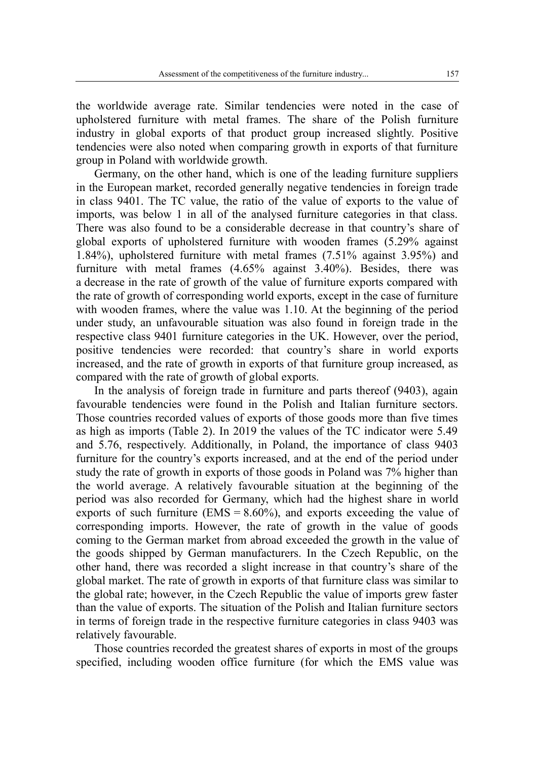the worldwide average rate. Similar tendencies were noted in the case of upholstered furniture with metal frames. The share of the Polish furniture industry in global exports of that product group increased slightly. Positive tendencies were also noted when comparing growth in exports of that furniture group in Poland with worldwide growth.

Germany, on the other hand, which is one of the leading furniture suppliers in the European market, recorded generally negative tendencies in foreign trade in class 9401. The TC value, the ratio of the value of exports to the value of imports, was below 1 in all of the analysed furniture categories in that class. There was also found to be a considerable decrease in that country's share of global exports of upholstered furniture with wooden frames (5.29% against 1.84%), upholstered furniture with metal frames (7.51% against 3.95%) and furniture with metal frames (4.65% against 3.40%). Besides, there was a decrease in the rate of growth of the value of furniture exports compared with the rate of growth of corresponding world exports, except in the case of furniture with wooden frames, where the value was 1.10. At the beginning of the period under study, an unfavourable situation was also found in foreign trade in the respective class 9401 furniture categories in the UK. However, over the period, positive tendencies were recorded: that country's share in world exports increased, and the rate of growth in exports of that furniture group increased, as compared with the rate of growth of global exports.

In the analysis of foreign trade in furniture and parts thereof (9403), again favourable tendencies were found in the Polish and Italian furniture sectors. Those countries recorded values of exports of those goods more than five times as high as imports (Table 2). In 2019 the values of the TC indicator were 5.49 and 5.76, respectively. Additionally, in Poland, the importance of class 9403 furniture for the country's exports increased, and at the end of the period under study the rate of growth in exports of those goods in Poland was 7% higher than the world average. A relatively favourable situation at the beginning of the period was also recorded for Germany, which had the highest share in world exports of such furniture (EMS = 8.60%), and exports exceeding the value of corresponding imports. However, the rate of growth in the value of goods coming to the German market from abroad exceeded the growth in the value of the goods shipped by German manufacturers. In the Czech Republic, on the other hand, there was recorded a slight increase in that country's share of the global market. The rate of growth in exports of that furniture class was similar to the global rate; however, in the Czech Republic the value of imports grew faster than the value of exports. The situation of the Polish and Italian furniture sectors in terms of foreign trade in the respective furniture categories in class 9403 was relatively favourable.

Those countries recorded the greatest shares of exports in most of the groups specified, including wooden office furniture (for which the EMS value was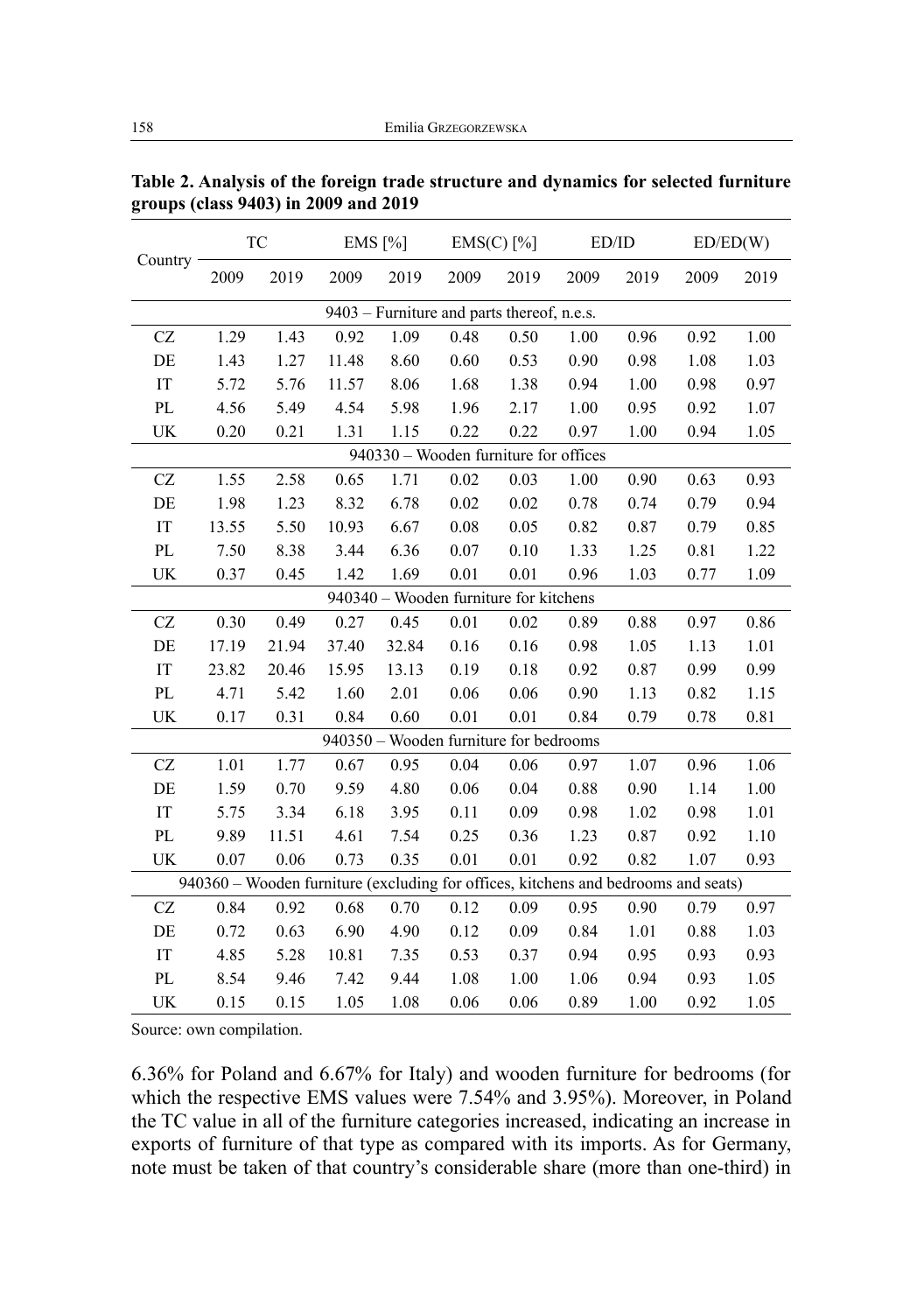**Table 2. Analysis of the foreign trade structure and dynamics for selected furniture groups (class 9403) in 2009 and 2019**

| Country | TC | | EMS [%] | | EMS(C) [%] | | ED/ID | | ED/ED(W) | |
|---|---|---|---|---|---|---|---|---|---|---|
| | 2009 | 2019 | 2009 | 2019 | 2009 | 2019 | 2009 | 2019 | 2009 | 2019 |
| 9403 – Furniture and parts thereof, n.e.s. | | | | | | | | | | |
| CZ | 1.29 | 1.43 | 0.92 | 1.09 | 0.48 | 0.50 | 1.00 | 0.96 | 0.92 | 1.00 |
| DE | 1.43 | 1.27 | 11.48 | 8.60 | 0.60 | 0.53 | 0.90 | 0.98 | 1.08 | 1.03 |
| IT | 5.72 | 5.76 | 11.57 | 8.06 | 1.68 | 1.38 | 0.94 | 1.00 | 0.98 | 0.97 |
| PL | 4.56 | 5.49 | 4.54 | 5.98 | 1.96 | 2.17 | 1.00 | 0.95 | 0.92 | 1.07 |
| UK | 0.20 | 0.21 | 1.31 | 1.15 | 0.22 | 0.22 | 0.97 | 1.00 | 0.94 | 1.05 |
| 940330 – Wooden furniture for offices | | | | | | | | | | |
| CZ | 1.55 | 2.58 | 0.65 | 1.71 | 0.02 | 0.03 | 1.00 | 0.90 | 0.63 | 0.93 |
| DE | 1.98 | 1.23 | 8.32 | 6.78 | 0.02 | 0.02 | 0.78 | 0.74 | 0.79 | 0.94 |
| IT | 13.55 | 5.50 | 10.93 | 6.67 | 0.08 | 0.05 | 0.82 | 0.87 | 0.79 | 0.85 |
| PL | 7.50 | 8.38 | 3.44 | 6.36 | 0.07 | 0.10 | 1.33 | 1.25 | 0.81 | 1.22 |
| UK | 0.37 | 0.45 | 1.42 | 1.69 | 0.01 | 0.01 | 0.96 | 1.03 | 0.77 | 1.09 |
| 940340 – Wooden furniture for kitchens | | | | | | | | | | |
| CZ | 0.30 | 0.49 | 0.27 | 0.45 | 0.01 | 0.02 | 0.89 | 0.88 | 0.97 | 0.86 |
| DE | 17.19 | 21.94 | 37.40 | 32.84 | 0.16 | 0.16 | 0.98 | 1.05 | 1.13 | 1.01 |
| IT | 23.82 | 20.46 | 15.95 | 13.13 | 0.19 | 0.18 | 0.92 | 0.87 | 0.99 | 0.99 |
| PL | 4.71 | 5.42 | 1.60 | 2.01 | 0.06 | 0.06 | 0.90 | 1.13 | 0.82 | 1.15 |
| UK | 0.17 | 0.31 | 0.84 | 0.60 | 0.01 | 0.01 | 0.84 | 0.79 | 0.78 | 0.81 |
| 940350 – Wooden furniture for bedrooms | | | | | | | | | | |
| CZ | 1.01 | 1.77 | 0.67 | 0.95 | 0.04 | 0.06 | 0.97 | 1.07 | 0.96 | 1.06 |
| DE | 1.59 | 0.70 | 9.59 | 4.80 | 0.06 | 0.04 | 0.88 | 0.90 | 1.14 | 1.00 |
| IT | 5.75 | 3.34 | 6.18 | 3.95 | 0.11 | 0.09 | 0.98 | 1.02 | 0.98 | 1.01 |
| PL | 9.89 | 11.51 | 4.61 | 7.54 | 0.25 | 0.36 | 1.23 | 0.87 | 0.92 | 1.10 |
| UK | 0.07 | 0.06 | 0.73 | 0.35 | 0.01 | 0.01 | 0.92 | 0.82 | 1.07 | 0.93 |
| 940360 – Wooden furniture (excluding for offices, kitchens and bedrooms and seats) | | | | | | | | | | |
| CZ | 0.84 | 0.92 | 0.68 | 0.70 | 0.12 | 0.09 | 0.95 | 0.90 | 0.79 | 0.97 |
| DE | 0.72 | 0.63 | 6.90 | 4.90 | 0.12 | 0.09 | 0.84 | 1.01 | 0.88 | 1.03 |
| IT | 4.85 | 5.28 | 10.81 | 7.35 | 0.53 | 0.37 | 0.94 | 0.95 | 0.93 | 0.93 |
| PL | 8.54 | 9.46 | 7.42 | 9.44 | 1.08 | 1.00 | 1.06 | 0.94 | 0.93 | 1.05 |
| UK | 0.15 | 0.15 | 1.05 | 1.08 | 0.06 | 0.06 | 0.89 | 1.00 | 0.92 | 1.05 |

Source: own compilation.

6.36% for Poland and 6.67% for Italy) and wooden furniture for bedrooms (for which the respective EMS values were 7.54% and 3.95%). Moreover, in Poland the TC value in all of the furniture categories increased, indicating an increase in exports of furniture of that type as compared with its imports. As for Germany, note must be taken of that country's considerable share (more than one-third) in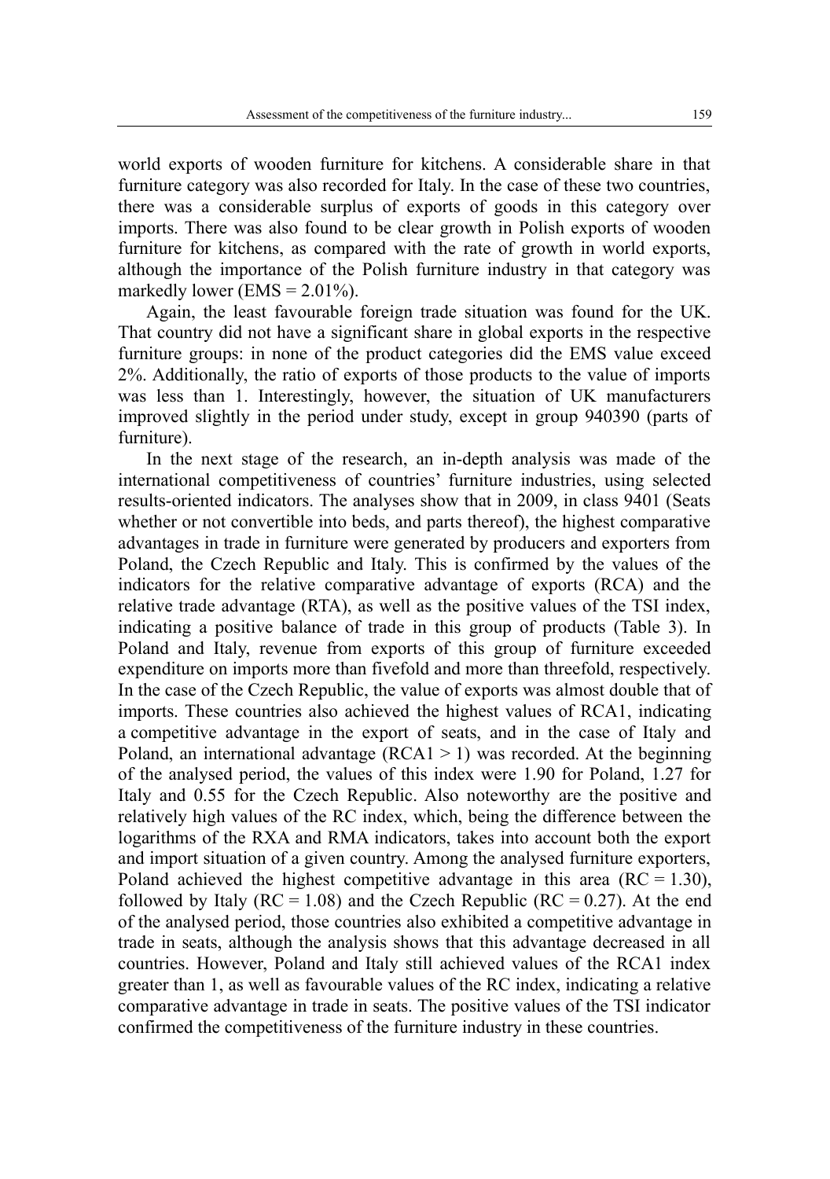world exports of wooden furniture for kitchens. A considerable share in that furniture category was also recorded for Italy. In the case of these two countries, there was a considerable surplus of exports of goods in this category over imports. There was also found to be clear growth in Polish exports of wooden furniture for kitchens, as compared with the rate of growth in world exports, although the importance of the Polish furniture industry in that category was markedly lower (EMS = 2.01%).

Again, the least favourable foreign trade situation was found for the UK. That country did not have a significant share in global exports in the respective furniture groups: in none of the product categories did the EMS value exceed 2%. Additionally, the ratio of exports of those products to the value of imports was less than 1. Interestingly, however, the situation of UK manufacturers improved slightly in the period under study, except in group 940390 (parts of furniture).

In the next stage of the research, an in-depth analysis was made of the international competitiveness of countries' furniture industries, using selected results-oriented indicators. The analyses show that in 2009, in class 9401 (Seats whether or not convertible into beds, and parts thereof), the highest comparative advantages in trade in furniture were generated by producers and exporters from Poland, the Czech Republic and Italy. This is confirmed by the values of the indicators for the relative comparative advantage of exports (RCA) and the relative trade advantage (RTA), as well as the positive values of the TSI index, indicating a positive balance of trade in this group of products (Table 3). In Poland and Italy, revenue from exports of this group of furniture exceeded expenditure on imports more than fivefold and more than threefold, respectively. In the case of the Czech Republic, the value of exports was almost double that of imports. These countries also achieved the highest values of RCA1, indicating a competitive advantage in the export of seats, and in the case of Italy and Poland, an international advantage (RCA1 > 1) was recorded. At the beginning of the analysed period, the values of this index were 1.90 for Poland, 1.27 for Italy and 0.55 for the Czech Republic. Also noteworthy are the positive and relatively high values of the RC index, which, being the difference between the logarithms of the RXA and RMA indicators, takes into account both the export and import situation of a given country. Among the analysed furniture exporters, Poland achieved the highest competitive advantage in this area (RC = 1.30), followed by Italy (RC = 1.08) and the Czech Republic (RC = 0.27). At the end of the analysed period, those countries also exhibited a competitive advantage in trade in seats, although the analysis shows that this advantage decreased in all countries. However, Poland and Italy still achieved values of the RCA1 index greater than 1, as well as favourable values of the RC index, indicating a relative comparative advantage in trade in seats. The positive values of the TSI indicator confirmed the competitiveness of the furniture industry in these countries.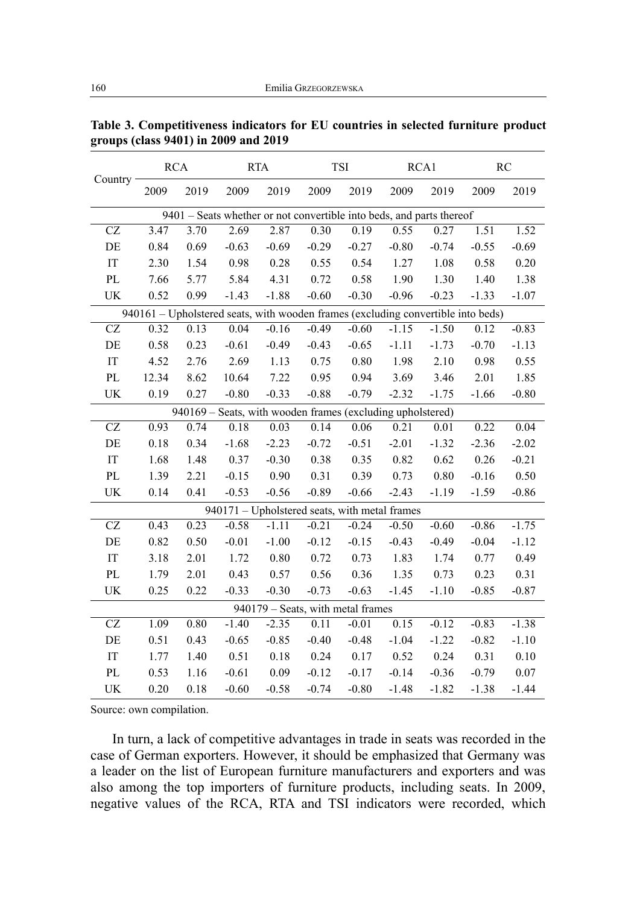**Table 3. Competitiveness indicators for EU countries in selected furniture product groups (class 9401) in 2009 and 2019**

| Country | RCA | | RTA | | TSI | | RCA1 | | RC | |
|---|---|---|---|---|---|---|---|---|---|---|
| | 2009 | 2019 | 2009 | 2019 | 2009 | 2019 | 2009 | 2019 | 2009 | 2019 |
| 9401 – Seats whether or not convertible into beds, and parts thereof | | | | | | | | | | |
| CZ | 3.47 | 3.70 | 2.69 | 2.87 | 0.30 | 0.19 | 0.55 | 0.27 | 1.51 | 1.52 |
| DE | 0.84 | 0.69 | -0.63 | -0.69 | -0.29 | -0.27 | -0.80 | -0.74 | -0.55 | -0.69 |
| IT | 2.30 | 1.54 | 0.98 | 0.28 | 0.55 | 0.54 | 1.27 | 1.08 | 0.58 | 0.20 |
| PL | 7.66 | 5.77 | 5.84 | 4.31 | 0.72 | 0.58 | 1.90 | 1.30 | 1.40 | 1.38 |
| UK | 0.52 | 0.99 | -1.43 | -1.88 | -0.60 | -0.30 | -0.96 | -0.23 | -1.33 | -1.07 |
| 940161 – Upholstered seats, with wooden frames (excluding convertible into beds) | | | | | | | | | | |
| CZ | 0.32 | 0.13 | 0.04 | -0.16 | -0.49 | -0.60 | -1.15 | -1.50 | 0.12 | -0.83 |
| DE | 0.58 | 0.23 | -0.61 | -0.49 | -0.43 | -0.65 | -1.11 | -1.73 | -0.70 | -1.13 |
| IT | 4.52 | 2.76 | 2.69 | 1.13 | 0.75 | 0.80 | 1.98 | 2.10 | 0.98 | 0.55 |
| PL | 12.34 | 8.62 | 10.64 | 7.22 | 0.95 | 0.94 | 3.69 | 3.46 | 2.01 | 1.85 |
| UK | 0.19 | 0.27 | -0.80 | -0.33 | -0.88 | -0.79 | -2.32 | -1.75 | -1.66 | -0.80 |
| 940169 – Seats, with wooden frames (excluding upholstered) | | | | | | | | | | |
| CZ | 0.93 | 0.74 | 0.18 | 0.03 | 0.14 | 0.06 | 0.21 | 0.01 | 0.22 | 0.04 |
| DE | 0.18 | 0.34 | -1.68 | -2.23 | -0.72 | -0.51 | -2.01 | -1.32 | -2.36 | -2.02 |
| IT | 1.68 | 1.48 | 0.37 | -0.30 | 0.38 | 0.35 | 0.82 | 0.62 | 0.26 | -0.21 |
| PL | 1.39 | 2.21 | -0.15 | 0.90 | 0.31 | 0.39 | 0.73 | 0.80 | -0.16 | 0.50 |
| UK | 0.14 | 0.41 | -0.53 | -0.56 | -0.89 | -0.66 | -2.43 | -1.19 | -1.59 | -0.86 |
| 940171 – Upholstered seats, with metal frames | | | | | | | | | | |
| CZ | 0.43 | 0.23 | -0.58 | -1.11 | -0.21 | -0.24 | -0.50 | -0.60 | -0.86 | -1.75 |
| DE | 0.82 | 0.50 | -0.01 | -1.00 | -0.12 | -0.15 | -0.43 | -0.49 | -0.04 | -1.12 |
| IT | 3.18 | 2.01 | 1.72 | 0.80 | 0.72 | 0.73 | 1.83 | 1.74 | 0.77 | 0.49 |
| PL | 1.79 | 2.01 | 0.43 | 0.57 | 0.56 | 0.36 | 1.35 | 0.73 | 0.23 | 0.31 |
| UK | 0.25 | 0.22 | -0.33 | -0.30 | -0.73 | -0.63 | -1.45 | -1.10 | -0.85 | -0.87 |
| 940179 – Seats, with metal frames | | | | | | | | | | |
| CZ | 1.09 | 0.80 | -1.40 | -2.35 | 0.11 | -0.01 | 0.15 | -0.12 | -0.83 | -1.38 |
| DE | 0.51 | 0.43 | -0.65 | -0.85 | -0.40 | -0.48 | -1.04 | -1.22 | -0.82 | -1.10 |
| IT | 1.77 | 1.40 | 0.51 | 0.18 | 0.24 | 0.17 | 0.52 | 0.24 | 0.31 | 0.10 |
| PL | 0.53 | 1.16 | -0.61 | 0.09 | -0.12 | -0.17 | -0.14 | -0.36 | -0.79 | 0.07 |
| UK | 0.20 | 0.18 | -0.60 | -0.58 | -0.74 | -0.80 | -1.48 | -1.82 | -1.38 | -1.44 |

Source: own compilation.

In turn, a lack of competitive advantages in trade in seats was recorded in the case of German exporters. However, it should be emphasized that Germany was a leader on the list of European furniture manufacturers and exporters and was also among the top importers of furniture products, including seats. In 2009, negative values of the RCA, RTA and TSI indicators were recorded, which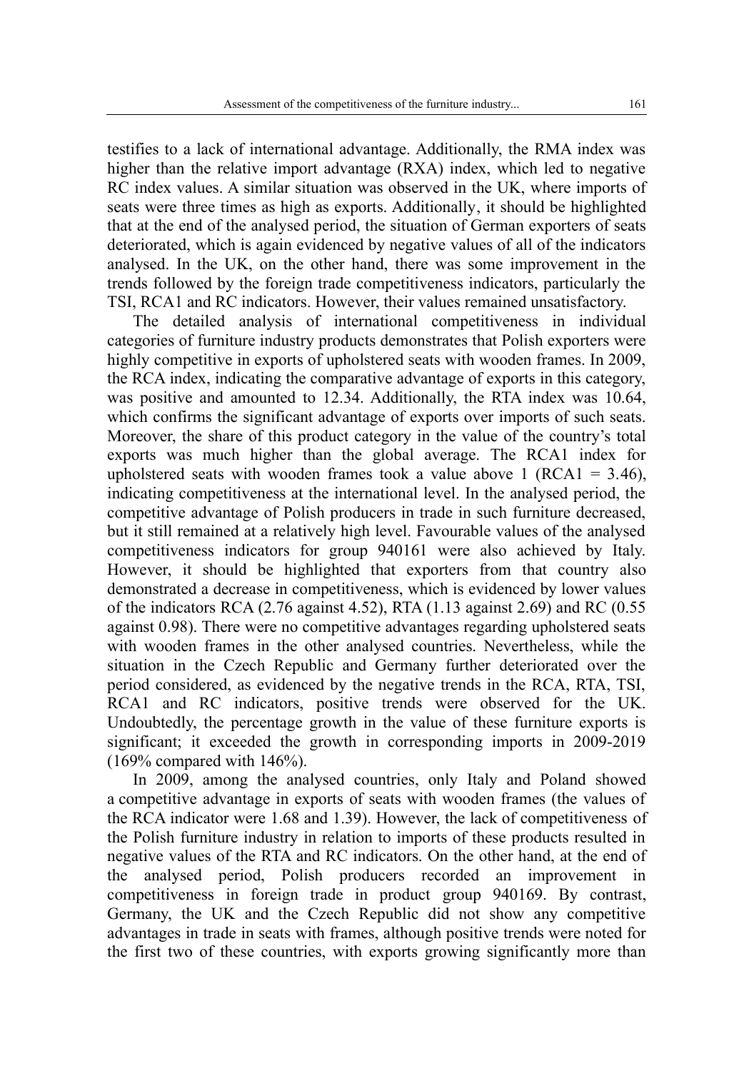testifies to a lack of international advantage. Additionally, the RMA index was higher than the relative import advantage (RXA) index, which led to negative RC index values. A similar situation was observed in the UK, where imports of seats were three times as high as exports. Additionally, it should be highlighted that at the end of the analysed period, the situation of German exporters of seats deteriorated, which is again evidenced by negative values of all of the indicators analysed. In the UK, on the other hand, there was some improvement in the trends followed by the foreign trade competitiveness indicators, particularly the TSI, RCA1 and RC indicators. However, their values remained unsatisfactory.

The detailed analysis of international competitiveness in individual categories of furniture industry products demonstrates that Polish exporters were highly competitive in exports of upholstered seats with wooden frames. In 2009, the RCA index, indicating the comparative advantage of exports in this category, was positive and amounted to 12.34. Additionally, the RTA index was 10.64, which confirms the significant advantage of exports over imports of such seats. Moreover, the share of this product category in the value of the country's total exports was much higher than the global average. The RCA1 index for upholstered seats with wooden frames took a value above 1 (RCA1 = 3.46), indicating competitiveness at the international level. In the analysed period, the competitive advantage of Polish producers in trade in such furniture decreased, but it still remained at a relatively high level. Favourable values of the analysed competitiveness indicators for group 940161 were also achieved by Italy. However, it should be highlighted that exporters from that country also demonstrated a decrease in competitiveness, which is evidenced by lower values of the indicators RCA (2.76 against 4.52), RTA (1.13 against 2.69) and RC (0.55 against 0.98). There were no competitive advantages regarding upholstered seats with wooden frames in the other analysed countries. Nevertheless, while the situation in the Czech Republic and Germany further deteriorated over the period considered, as evidenced by the negative trends in the RCA, RTA, TSI, RCA1 and RC indicators, positive trends were observed for the UK. Undoubtedly, the percentage growth in the value of these furniture exports is significant; it exceeded the growth in corresponding imports in 2009-2019 (169% compared with 146%).

In 2009, among the analysed countries, only Italy and Poland showed a competitive advantage in exports of seats with wooden frames (the values of the RCA indicator were 1.68 and 1.39). However, the lack of competitiveness of the Polish furniture industry in relation to imports of these products resulted in negative values of the RTA and RC indicators. On the other hand, at the end of the analysed period, Polish producers recorded an improvement in competitiveness in foreign trade in product group 940169. By contrast, Germany, the UK and the Czech Republic did not show any competitive advantages in trade in seats with frames, although positive trends were noted for the first two of these countries, with exports growing significantly more than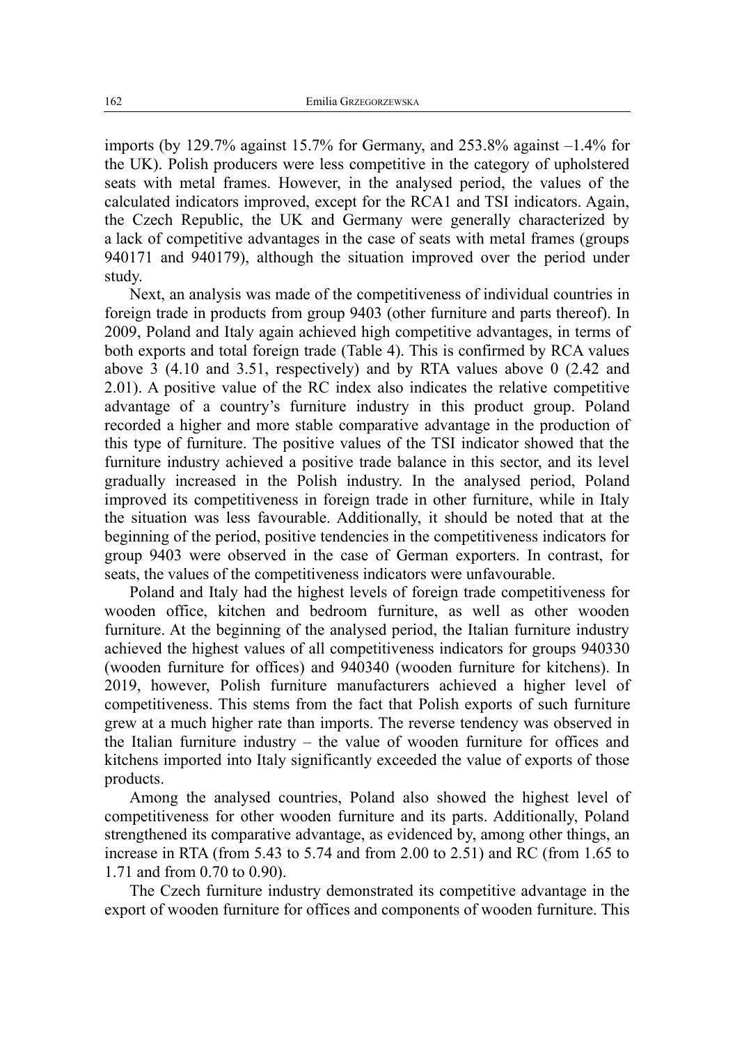imports (by 129.7% against 15.7% for Germany, and 253.8% against –1.4% for the UK). Polish producers were less competitive in the category of upholstered seats with metal frames. However, in the analysed period, the values of the calculated indicators improved, except for the RCA1 and TSI indicators. Again, the Czech Republic, the UK and Germany were generally characterized by a lack of competitive advantages in the case of seats with metal frames (groups 940171 and 940179), although the situation improved over the period under study.

Next, an analysis was made of the competitiveness of individual countries in foreign trade in products from group 9403 (other furniture and parts thereof). In 2009, Poland and Italy again achieved high competitive advantages, in terms of both exports and total foreign trade (Table 4). This is confirmed by RCA values above 3 (4.10 and 3.51, respectively) and by RTA values above 0 (2.42 and 2.01). A positive value of the RC index also indicates the relative competitive advantage of a country's furniture industry in this product group. Poland recorded a higher and more stable comparative advantage in the production of this type of furniture. The positive values of the TSI indicator showed that the furniture industry achieved a positive trade balance in this sector, and its level gradually increased in the Polish industry. In the analysed period, Poland improved its competitiveness in foreign trade in other furniture, while in Italy the situation was less favourable. Additionally, it should be noted that at the beginning of the period, positive tendencies in the competitiveness indicators for group 9403 were observed in the case of German exporters. In contrast, for seats, the values of the competitiveness indicators were unfavourable.

Poland and Italy had the highest levels of foreign trade competitiveness for wooden office, kitchen and bedroom furniture, as well as other wooden furniture. At the beginning of the analysed period, the Italian furniture industry achieved the highest values of all competitiveness indicators for groups 940330 (wooden furniture for offices) and 940340 (wooden furniture for kitchens). In 2019, however, Polish furniture manufacturers achieved a higher level of competitiveness. This stems from the fact that Polish exports of such furniture grew at a much higher rate than imports. The reverse tendency was observed in the Italian furniture industry – the value of wooden furniture for offices and kitchens imported into Italy significantly exceeded the value of exports of those products.

Among the analysed countries, Poland also showed the highest level of competitiveness for other wooden furniture and its parts. Additionally, Poland strengthened its comparative advantage, as evidenced by, among other things, an increase in RTA (from 5.43 to 5.74 and from 2.00 to 2.51) and RC (from 1.65 to 1.71 and from 0.70 to 0.90).

The Czech furniture industry demonstrated its competitive advantage in the export of wooden furniture for offices and components of wooden furniture. This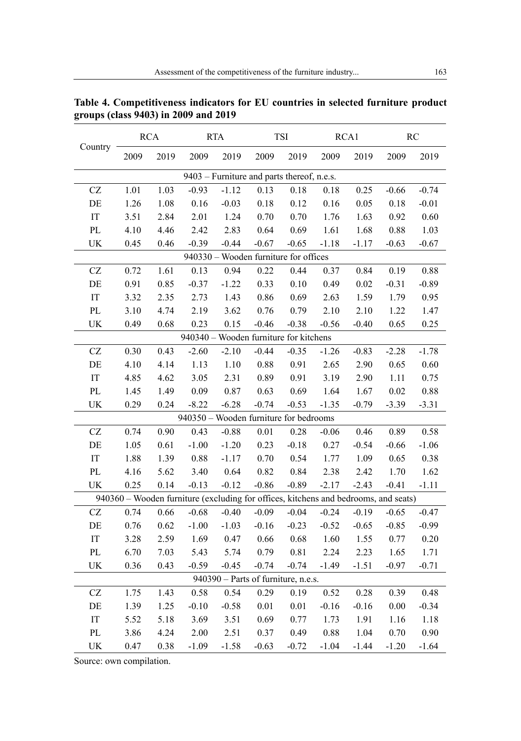**Table 4. Competitiveness indicators for EU countries in selected furniture product groups (class 9403) in 2009 and 2019**

| Country | RCA | | RTA | | TSI | | RCA1 | | RC | |
|---|---|---|---|---|---|---|---|---|---|---|
| | 2009 | 2019 | 2009 | 2019 | 2009 | 2019 | 2009 | 2019 | 2009 | 2019 |
| 9403 – Furniture and parts thereof, n.e.s. | | | | | | | | | | |
| CZ | 1.01 | 1.03 | -0.93 | -1.12 | 0.13 | 0.18 | 0.18 | 0.25 | -0.66 | -0.74 |
| DE | 1.26 | 1.08 | 0.16 | -0.03 | 0.18 | 0.12 | 0.16 | 0.05 | 0.18 | -0.01 |
| IT | 3.51 | 2.84 | 2.01 | 1.24 | 0.70 | 0.70 | 1.76 | 1.63 | 0.92 | 0.60 |
| PL | 4.10 | 4.46 | 2.42 | 2.83 | 0.64 | 0.69 | 1.61 | 1.68 | 0.88 | 1.03 |
| UK | 0.45 | 0.46 | -0.39 | -0.44 | -0.67 | -0.65 | -1.18 | -1.17 | -0.63 | -0.67 |
| 940330 – Wooden furniture for offices | | | | | | | | | | |
| CZ | 0.72 | 1.61 | 0.13 | 0.94 | 0.22 | 0.44 | 0.37 | 0.84 | 0.19 | 0.88 |
| DE | 0.91 | 0.85 | -0.37 | -1.22 | 0.33 | 0.10 | 0.49 | 0.02 | -0.31 | -0.89 |
| IT | 3.32 | 2.35 | 2.73 | 1.43 | 0.86 | 0.69 | 2.63 | 1.59 | 1.79 | 0.95 |
| PL | 3.10 | 4.74 | 2.19 | 3.62 | 0.76 | 0.79 | 2.10 | 2.10 | 1.22 | 1.47 |
| UK | 0.49 | 0.68 | 0.23 | 0.15 | -0.46 | -0.38 | -0.56 | -0.40 | 0.65 | 0.25 |
| 940340 – Wooden furniture for kitchens | | | | | | | | | | |
| CZ | 0.30 | 0.43 | -2.60 | -2.10 | -0.44 | -0.35 | -1.26 | -0.83 | -2.28 | -1.78 |
| DE | 4.10 | 4.14 | 1.13 | 1.10 | 0.88 | 0.91 | 2.65 | 2.90 | 0.65 | 0.60 |
| IT | 4.85 | 4.62 | 3.05 | 2.31 | 0.89 | 0.91 | 3.19 | 2.90 | 1.11 | 0.75 |
| PL | 1.45 | 1.49 | 0.09 | 0.87 | 0.63 | 0.69 | 1.64 | 1.67 | 0.02 | 0.88 |
| UK | 0.29 | 0.24 | -8.22 | -6.28 | -0.74 | -0.53 | -1.35 | -0.79 | -3.39 | -3.31 |
| 940350 – Wooden furniture for bedrooms | | | | | | | | | | |
| CZ | 0.74 | 0.90 | 0.43 | -0.88 | 0.01 | 0.28 | -0.06 | 0.46 | 0.89 | 0.58 |
| DE | 1.05 | 0.61 | -1.00 | -1.20 | 0.23 | -0.18 | 0.27 | -0.54 | -0.66 | -1.06 |
| IT | 1.88 | 1.39 | 0.88 | -1.17 | 0.70 | 0.54 | 1.77 | 1.09 | 0.65 | 0.38 |
| PL | 4.16 | 5.62 | 3.40 | 0.64 | 0.82 | 0.84 | 2.38 | 2.42 | 1.70 | 1.62 |
| UK | 0.25 | 0.14 | -0.13 | -0.12 | -0.86 | -0.89 | -2.17 | -2.43 | -0.41 | -1.11 |
| 940360 – Wooden furniture (excluding for offices, kitchens and bedrooms, and seats) | | | | | | | | | | |
| CZ | 0.74 | 0.66 | -0.68 | -0.40 | -0.09 | -0.04 | -0.24 | -0.19 | -0.65 | -0.47 |
| DE | 0.76 | 0.62 | -1.00 | -1.03 | -0.16 | -0.23 | -0.52 | -0.65 | -0.85 | -0.99 |
| IT | 3.28 | 2.59 | 1.69 | 0.47 | 0.66 | 0.68 | 1.60 | 1.55 | 0.77 | 0.20 |
| PL | 6.70 | 7.03 | 5.43 | 5.74 | 0.79 | 0.81 | 2.24 | 2.23 | 1.65 | 1.71 |
| UK | 0.36 | 0.43 | -0.59 | -0.45 | -0.74 | -0.74 | -1.49 | -1.51 | -0.97 | -0.71 |
| 940390 – Parts of furniture, n.e.s. | | | | | | | | | | |
| CZ | 1.75 | 1.43 | 0.58 | 0.54 | 0.29 | 0.19 | 0.52 | 0.28 | 0.39 | 0.48 |
| DE | 1.39 | 1.25 | -0.10 | -0.58 | 0.01 | 0.01 | -0.16 | -0.16 | 0.00 | -0.34 |
| IT | 5.52 | 5.18 | 3.69 | 3.51 | 0.69 | 0.77 | 1.73 | 1.91 | 1.16 | 1.18 |
| PL | 3.86 | 4.24 | 2.00 | 2.51 | 0.37 | 0.49 | 0.88 | 1.04 | 0.70 | 0.90 |
| UK | 0.47 | 0.38 | -1.09 | -1.58 | -0.63 | -0.72 | -1.04 | -1.44 | -1.20 | -1.64 |

Source: own compilation.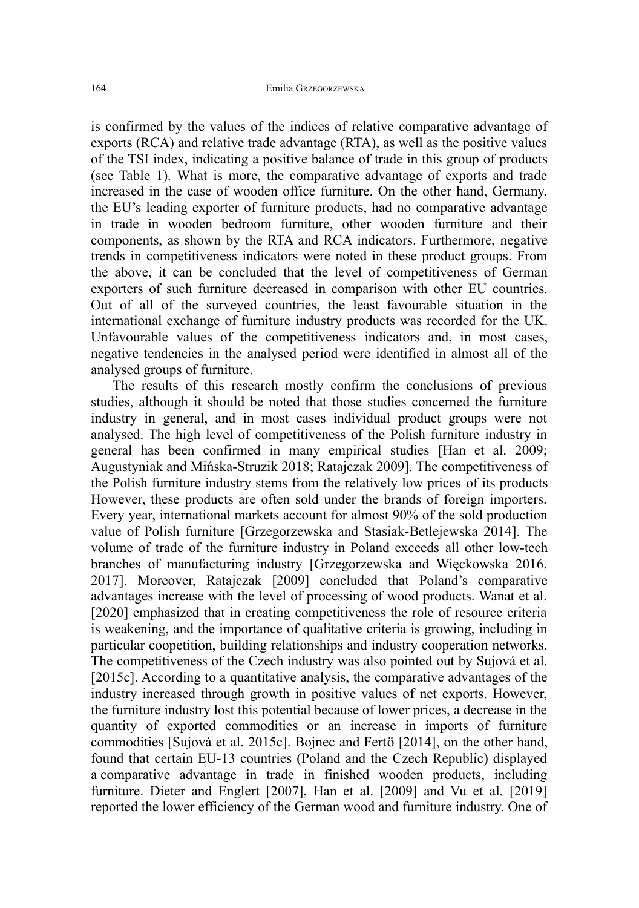is confirmed by the values of the indices of relative comparative advantage of exports (RCA) and relative trade advantage (RTA), as well as the positive values of the TSI index, indicating a positive balance of trade in this group of products (see Table 1). What is more, the comparative advantage of exports and trade increased in the case of wooden office furniture. On the other hand, Germany, the EU's leading exporter of furniture products, had no comparative advantage in trade in wooden bedroom furniture, other wooden furniture and their components, as shown by the RTA and RCA indicators. Furthermore, negative trends in competitiveness indicators were noted in these product groups. From the above, it can be concluded that the level of competitiveness of German exporters of such furniture decreased in comparison with other EU countries. Out of all of the surveyed countries, the least favourable situation in the international exchange of furniture industry products was recorded for the UK. Unfavourable values of the competitiveness indicators and, in most cases, negative tendencies in the analysed period were identified in almost all of the analysed groups of furniture.

The results of this research mostly confirm the conclusions of previous studies, although it should be noted that those studies concerned the furniture industry in general, and in most cases individual product groups were not analysed. The high level of competitiveness of the Polish furniture industry in general has been confirmed in many empirical studies [Han et al. 2009; Augustyniak and Mińska-Struzik 2018; Ratajczak 2009]. The competitiveness of the Polish furniture industry stems from the relatively low prices of its products However, these products are often sold under the brands of foreign importers. Every year, international markets account for almost 90% of the sold production value of Polish furniture [Grzegorzewska and Stasiak-Betlejewska 2014]. The volume of trade of the furniture industry in Poland exceeds all other low-tech branches of manufacturing industry [Grzegorzewska and Więckowska 2016, 2017]. Moreover, Ratajczak [2009] concluded that Poland's comparative advantages increase with the level of processing of wood products. Wanat et al. [2020] emphasized that in creating competitiveness the role of resource criteria is weakening, and the importance of qualitative criteria is growing, including in particular coopetition, building relationships and industry cooperation networks. The competitiveness of the Czech industry was also pointed out by Sujová et al. [2015c]. According to a quantitative analysis, the comparative advantages of the industry increased through growth in positive values of net exports. However, the furniture industry lost this potential because of lower prices, a decrease in the quantity of exported commodities or an increase in imports of furniture commodities [Sujová et al. 2015c]. Bojnec and Fertö [2014], on the other hand, found that certain EU-13 countries (Poland and the Czech Republic) displayed a comparative advantage in trade in finished wooden products, including furniture. Dieter and Englert [2007], Han et al. [2009] and Vu et al. [2019] reported the lower efficiency of the German wood and furniture industry. One of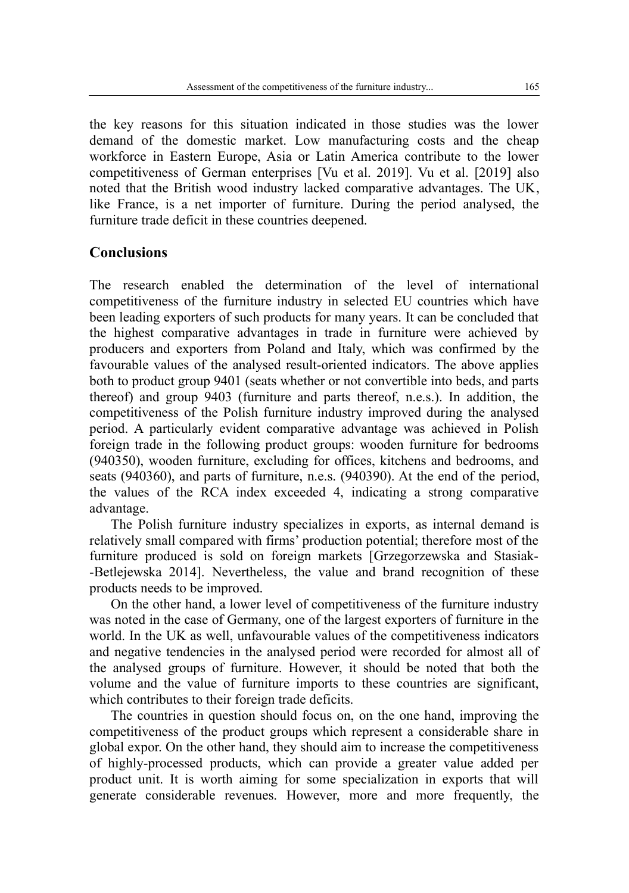the key reasons for this situation indicated in those studies was the lower demand of the domestic market. Low manufacturing costs and the cheap workforce in Eastern Europe, Asia or Latin America contribute to the lower competitiveness of German enterprises [Vu et al. 2019]. Vu et al. [2019] also noted that the British wood industry lacked comparative advantages. The UK, like France, is a net importer of furniture. During the period analysed, the furniture trade deficit in these countries deepened.

## Conclusions

The research enabled the determination of the level of international competitiveness of the furniture industry in selected EU countries which have been leading exporters of such products for many years. It can be concluded that the highest comparative advantages in trade in furniture were achieved by producers and exporters from Poland and Italy, which was confirmed by the favourable values of the analysed result-oriented indicators. The above applies both to product group 9401 (seats whether or not convertible into beds, and parts thereof) and group 9403 (furniture and parts thereof, n.e.s.). In addition, the competitiveness of the Polish furniture industry improved during the analysed period. A particularly evident comparative advantage was achieved in Polish foreign trade in the following product groups: wooden furniture for bedrooms (940350), wooden furniture, excluding for offices, kitchens and bedrooms, and seats (940360), and parts of furniture, n.e.s. (940390). At the end of the period, the values of the RCA index exceeded 4, indicating a strong comparative advantage.

The Polish furniture industry specializes in exports, as internal demand is relatively small compared with firms' production potential; therefore most of the furniture produced is sold on foreign markets [Grzegorzewska and Stasiak-Betlejewska 2014]. Nevertheless, the value and brand recognition of these products needs to be improved.

On the other hand, a lower level of competitiveness of the furniture industry was noted in the case of Germany, one of the largest exporters of furniture in the world. In the UK as well, unfavourable values of the competitiveness indicators and negative tendencies in the analysed period were recorded for almost all of the analysed groups of furniture. However, it should be noted that both the volume and the value of furniture imports to these countries are significant, which contributes to their foreign trade deficits.

The countries in question should focus on, on the one hand, improving the competitiveness of the product groups which represent a considerable share in global expor. On the other hand, they should aim to increase the competitiveness of highly-processed products, which can provide a greater value added per product unit. It is worth aiming for some specialization in exports that will generate considerable revenues. However, more and more frequently, the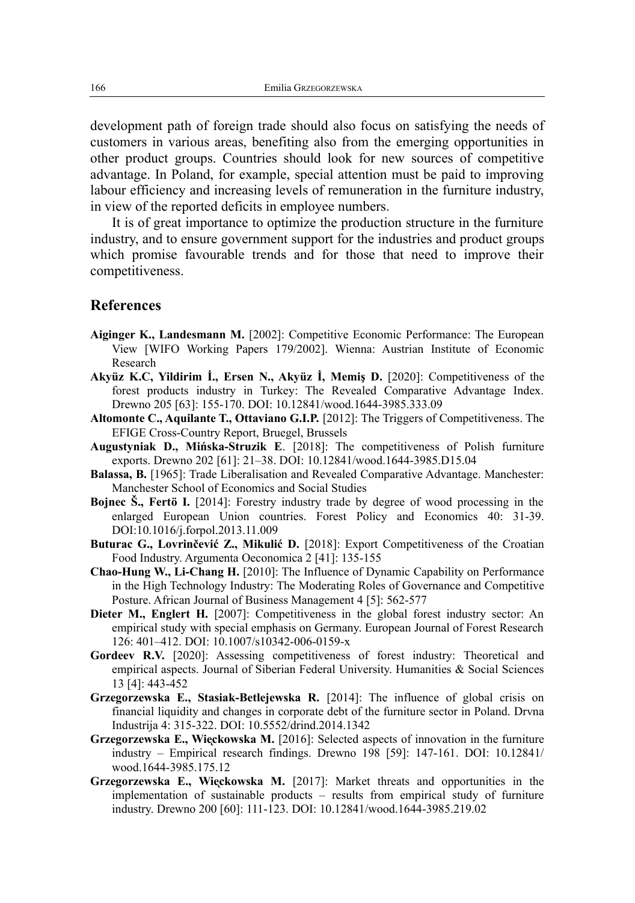development path of foreign trade should also focus on satisfying the needs of customers in various areas, benefiting also from the emerging opportunities in other product groups. Countries should look for new sources of competitive advantage. In Poland, for example, special attention must be paid to improving labour efficiency and increasing levels of remuneration in the furniture industry, in view of the reported deficits in employee numbers.

It is of great importance to optimize the production structure in the furniture industry, and to ensure government support for the industries and product groups which promise favourable trends and for those that need to improve their competitiveness.

## References

**Aiginger K., Landesmann M.** [2002]: Competitive Economic Performance: The European View [WIFO Working Papers 179/2002]. Wienna: Austrian Institute of Economic Research

**Akyüz K.C, Yildirim İ., Ersen N., Akyüz İ, Memiş D.** [2020]: Competitiveness of the forest products industry in Turkey: The Revealed Comparative Advantage Index. Drewno 205 [63]: 155-170. DOI: 10.12841/wood.1644-3985.333.09

**Altomonte C., Aquilante T., Ottaviano G.I.P.** [2012]: The Triggers of Competitiveness. The EFIGE Cross-Country Report, Bruegel, Brussels

**Augustyniak D., Mińska-Struzik E**. [2018]: The competitiveness of Polish furniture exports. Drewno 202 [61]: 21–38. DOI: 10.12841/wood.1644-3985.D15.04

**Balassa, B.** [1965]: Trade Liberalisation and Revealed Comparative Advantage. Manchester: Manchester School of Economics and Social Studies

**Bojnec Š., Fertö I.** [2014]: Forestry industry trade by degree of wood processing in the enlarged European Union countries. Forest Policy and Economics 40: 31-39. DOI:10.1016/j.forpol.2013.11.009

**Buturac G., Lovrinčević Z., Mikulić D.** [2018]: Export Competitiveness of the Croatian Food Industry. Argumenta Oeconomica 2 [41]: 135-155

**Chao-Hung W., Li-Chang H.** [2010]: The Influence of Dynamic Capability on Performance in the High Technology Industry: The Moderating Roles of Governance and Competitive Posture. African Journal of Business Management 4 [5]: 562-577

**Dieter M., Englert H.** [2007]: Competitiveness in the global forest industry sector: An empirical study with special emphasis on Germany. European Journal of Forest Research 126: 401–412. DOI: 10.1007/s10342-006-0159-x

**Gordeev R.V.** [2020]: Assessing competitiveness of forest industry: Theoretical and empirical aspects. Journal of Siberian Federal University. Humanities & Social Sciences 13 [4]: 443-452

**Grzegorzewska E., Stasiak-Betlejewska R.** [2014]: The influence of global crisis on financial liquidity and changes in corporate debt of the furniture sector in Poland. Drvna Industrija 4: 315-322. DOI: 10.5552/drind.2014.1342

**Grzegorzewska E., Więckowska M.** [2016]: Selected aspects of innovation in the furniture industry – Empirical research findings. Drewno 198 [59]: 147-161. DOI: 10.12841/wood.1644-3985.175.12

**Grzegorzewska E., Więckowska M.** [2017]: Market threats and opportunities in the implementation of sustainable products – results from empirical study of furniture industry. Drewno 200 [60]: 111-123. DOI: 10.12841/wood.1644-3985.219.02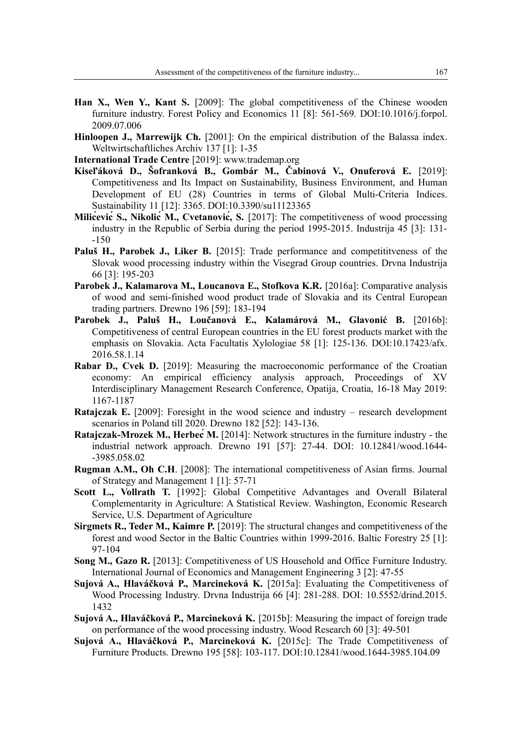**Han X., Wen Y., Kant S.** [2009]: The global competitiveness of the Chinese wooden furniture industry. Forest Policy and Economics 11 [8]: 561-569. DOI:10.1016/j.forpol. 2009.07.006

**Hinloopen J., Marrewijk Ch.** [2001]: On the empirical distribution of the Balassa index. Weltwirtschaftliches Archiv 137 [1]: 1-35

**International Trade Centre** [2019]: www.trademap.org

**Kiseľáková D., Šofranková B., Gombár M., Čabinová V., Onuferová E.** [2019]: Competitiveness and Its Impact on Sustainability, Business Environment, and Human Development of EU (28) Countries in terms of Global Multi-Criteria Indices. Sustainability 11 [12]: 3365. DOI:10.3390/su11123365

**Milićević S., Nikolić M., Cvetanović, S.** [2017]: The competitiveness of wood processing industry in the Republic of Serbia during the period 1995-2015. Industrija 45 [3]: 131--150

**Paluš H., Parobek J., Liker B.** [2015]: Trade performance and competititveness of the Slovak wood processing industry within the Visegrad Group countries. Drvna Industrija 66 [3]: 195-203

**Parobek J., Kalamarova M., Loucanova E., Stofkova K.R.** [2016a]: Comparative analysis of wood and semi-finished wood product trade of Slovakia and its Central European trading partners. Drewno 196 [59]: 183-194

**Parobek J., Paluš H., Loučanová E., Kalamárová M., Glavonić B.** [2016b]: Competitiveness of central European countries in the EU forest products market with the emphasis on Slovakia. Acta Facultatis Xylologiae 58 [1]: 125-136. DOI:10.17423/afx. 2016.58.1.14

**Rabar D., Cvek D.** [2019]: Measuring the macroeconomic performance of the Croatian economy: An empirical efficiency analysis approach, Proceedings of XV Interdisciplinary Management Research Conference, Opatija, Croatia, 16-18 May 2019: 1167-1187

**Ratajczak E.** [2009]: Foresight in the wood science and industry – research development scenarios in Poland till 2020. Drewno 182 [52]: 143-136.

**Ratajczak-Mrozek M., Herbeć M.** [2014]: Network structures in the furniture industry - the industrial network approach. Drewno 191 [57]: 27-44. DOI: 10.12841/wood.1644--3985.058.02

**Rugman A.M., Oh C.H**. [2008]: The international competitiveness of Asian firms. Journal of Strategy and Management 1 [1]: 57-71

**Scott L., Vollrath T.** [1992]: Global Competitive Advantages and Overall Bilateral Complementarity in Agriculture: A Statistical Review. Washington, Economic Research Service, U.S. Department of Agriculture

**Sirgmets R., Teder M., Kaimre P.** [2019]: The structural changes and competitiveness of the forest and wood Sector in the Baltic Countries within 1999-2016. Baltic Forestry 25 [1]: 97-104

**Song M., Gazo R.** [2013]: Competitiveness of US Household and Office Furniture Industry. International Journal of Economics and Management Engineering 3 [2]: 47-55

**Sujová A., Hlaváčková P., Marcineková K.** [2015a]: Evaluating the Competitiveness of Wood Processing Industry. Drvna Industrija 66 [4]: 281-288. DOI: 10.5552/drind.2015. 1432

**Sujová A., Hlaváčková P., Marcineková K.** [2015b]: Measuring the impact of foreign trade on performance of the wood processing industry. Wood Research 60 [3]: 49-501

**Sujová A., Hlaváčková P., Marcineková K.** [2015c]: The Trade Competitiveness of Furniture Products. Drewno 195 [58]: 103-117. DOI:10.12841/wood.1644-3985.104.09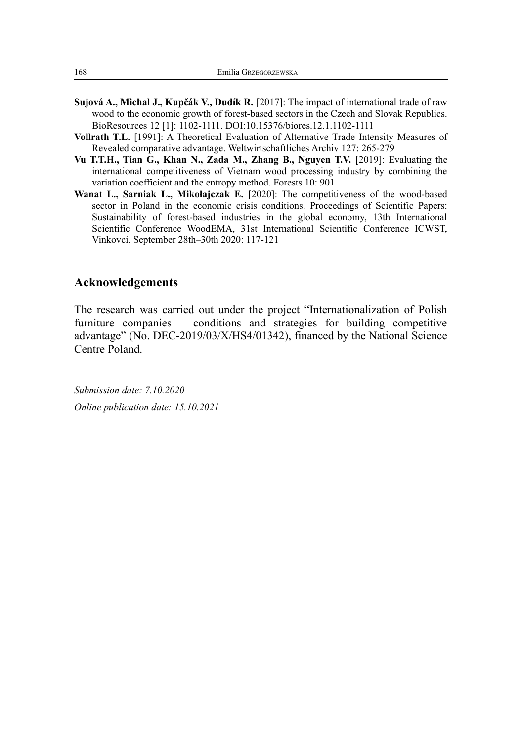**Sujová A., Michal J., Kupčák V., Dudík R.** [2017]: The impact of international trade of raw wood to the economic growth of forest-based sectors in the Czech and Slovak Republics. BioResources 12 [1]: 1102-1111. DOI:10.15376/biores.12.1.1102-1111

**Vollrath T.L.** [1991]: A Theoretical Evaluation of Alternative Trade Intensity Measures of Revealed comparative advantage. Weltwirtschaftliches Archiv 127: 265-279

**Vu T.T.H., Tian G., Khan N., Zada M., Zhang B., Nguyen T.V.** [2019]: Evaluating the international competitiveness of Vietnam wood processing industry by combining the variation coefficient and the entropy method. Forests 10: 901

**Wanat L., Sarniak L., Mikołajczak E.** [2020]: The competitiveness of the wood-based sector in Poland in the economic crisis conditions. Proceedings of Scientific Papers: Sustainability of forest-based industries in the global economy, 13th International Scientific Conference WoodEMA, 31st International Scientific Conference ICWST, Vinkovci, September 28th–30th 2020: 117-121

## Acknowledgements

The research was carried out under the project "Internationalization of Polish furniture companies – conditions and strategies for building competitive advantage" (No. DEC-2019/03/X/HS4/01342), financed by the National Science Centre Poland.

*Submission date: 7.10.2020*

*Online publication date: 15.10.2021*